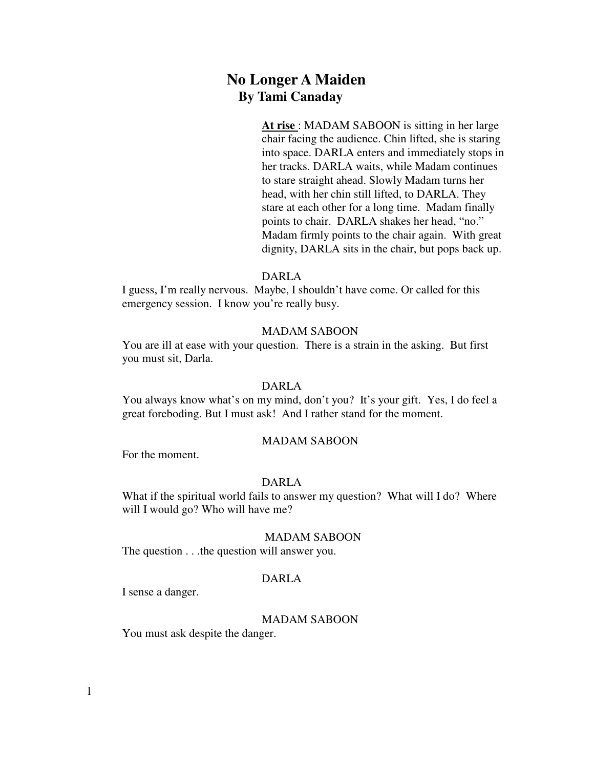# No Longer A Maiden

## By Tami Canaday

**<u>At rise</u>** : MADAM SABOON is sitting in her large chair facing the audience. Chin lifted, she is staring into space. DARLA enters and immediately stops in her tracks. DARLA waits, while Madam continues to stare straight ahead. Slowly Madam turns her head, with her chin still lifted, to DARLA. They stare at each other for a long time. Madam finally points to chair. DARLA shakes her head, "no." Madam firmly points to the chair again. With great dignity, DARLA sits in the chair, but pops back up.

DARLA

I guess, I'm really nervous. Maybe, I shouldn't have come. Or called for this emergency session. I know you're really busy.

MADAM SABOON

You are ill at ease with your question. There is a strain in the asking. But first you must sit, Darla.

DARLA

You always know what's on my mind, don't you? It's your gift. Yes, I do feel a great foreboding. But I must ask! And I rather stand for the moment.

MADAM SABOON

For the moment.

DARLA

What if the spiritual world fails to answer my question? What will I do? Where will I would go? Who will have me?

MADAM SABOON

The question . . .the question will answer you.

DARLA

I sense a danger.

MADAM SABOON

You must ask despite the danger.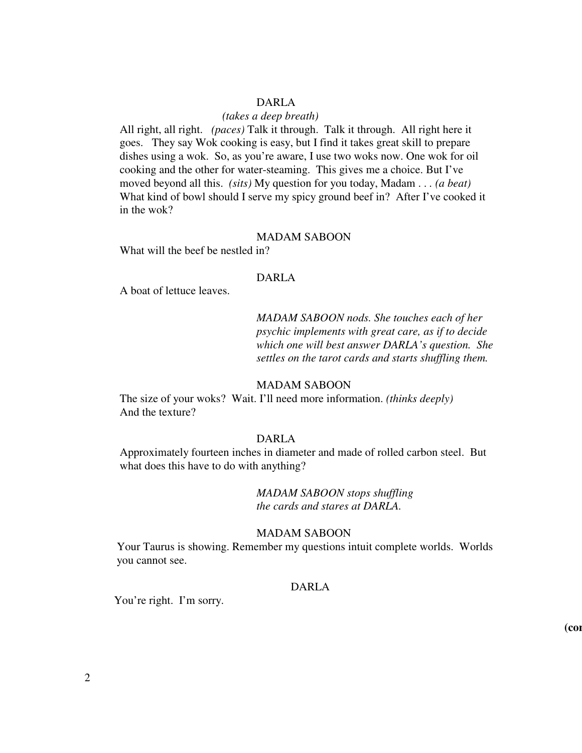DARLA

*(takes a deep breath)*

All right, all right. *(paces)* Talk it through. Talk it through. All right here it goes. They say Wok cooking is easy, but I find it takes great skill to prepare dishes using a wok. So, as you're aware, I use two woks now. One wok for oil cooking and the other for water-steaming. This gives me a choice. But I've moved beyond all this. *(sits)* My question for you today, Madam . . . *(a beat)* What kind of bowl should I serve my spicy ground beef in? After I've cooked it in the wok?

MADAM SABOON

What will the beef be nestled in?

DARLA

A boat of lettuce leaves.

*MADAM SABOON nods. She touches each of her psychic implements with great care, as if to decide which one will best answer DARLA's question. She settles on the tarot cards and starts shuffling them.*

MADAM SABOON

The size of your woks? Wait. I'll need more information. *(thinks deeply)* And the texture?

DARLA

Approximately fourteen inches in diameter and made of rolled carbon steel. But what does this have to do with anything?

*MADAM SABOON stops shuffling the cards and stares at DARLA.*

MADAM SABOON

Your Taurus is showing. Remember my questions intuit complete worlds. Worlds you cannot see.

DARLA

You're right. I'm sorry.

**(con**